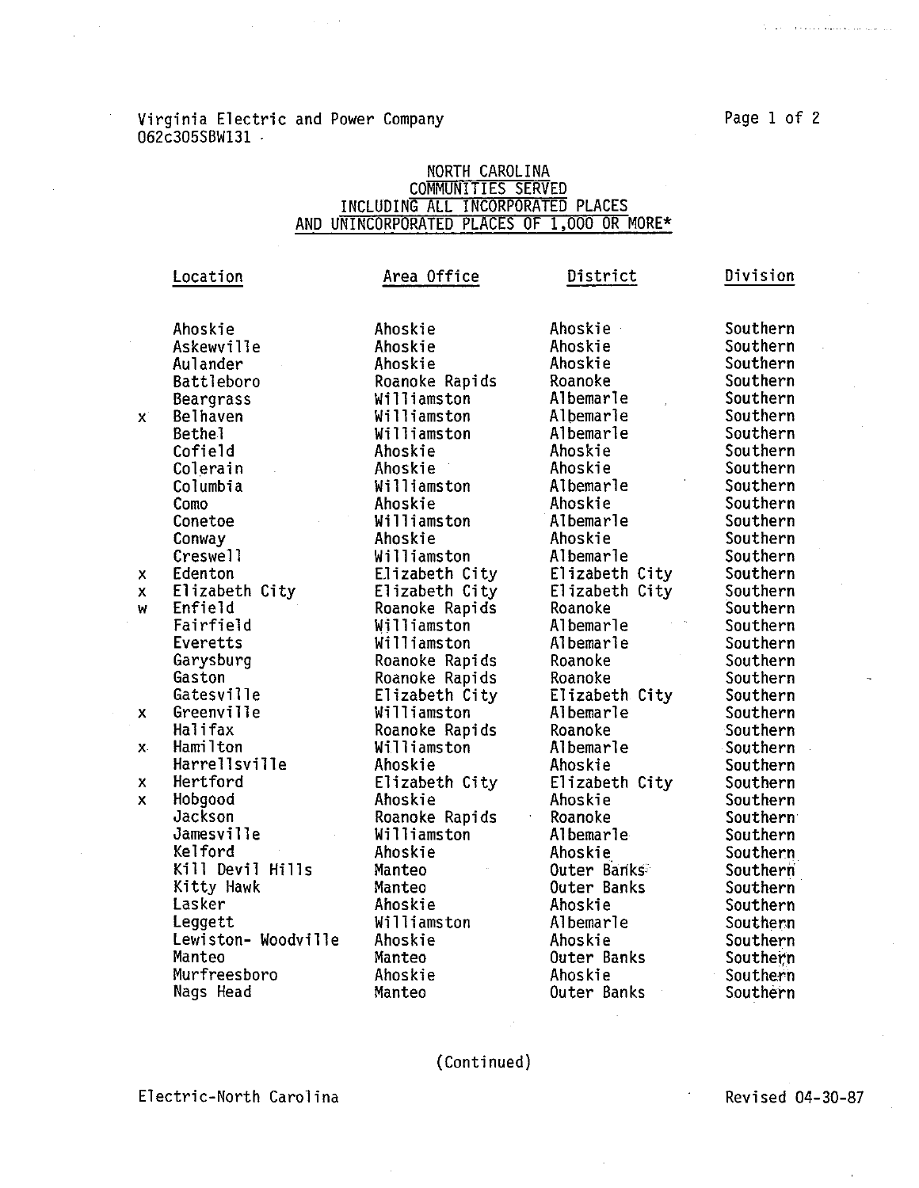Virginia Electric and Power Company
062c305SBW131

## NORTH CAROLINA
## COMMUNITIES SERVED
## INCLUDING ALL INCORPORATED PLACES
## AND UNINCORPORATED PLACES OF 1,000 OR MORE*

| | Location | Area Office | District | Division |
|---|---|---|---|---|
| | Ahoskie | Ahoskie | Ahoskie | Southern |
| | Askewville | Ahoskie | Ahoskie | Southern |
| | Aulander | Ahoskie | Ahoskie | Southern |
| | Battleboro | Roanoke Rapids | Roanoke | Southern |
| | Beargrass | Williamston | Albemarle | Southern |
| x | Belhaven | Williamston | Albemarle | Southern |
| | Bethel | Williamston | Albemarle | Southern |
| | Cofield | Ahoskie | Ahoskie | Southern |
| | Colerain | Ahoskie | Ahoskie | Southern |
| | Columbia | Williamston | Albemarle | Southern |
| | Como | Ahoskie | Ahoskie | Southern |
| | Conetoe | Williamston | Albemarle | Southern |
| | Conway | Ahoskie | Ahoskie | Southern |
| | Creswell | Williamston | Albemarle | Southern |
| x | Edenton | Elizabeth City | Elizabeth City | Southern |
| x | Elizabeth City | Elizabeth City | Elizabeth City | Southern |
| w | Enfield | Roanoke Rapids | Roanoke | Southern |
| | Fairfield | Williamston | Albemarle | Southern |
| | Everetts | Williamston | Albemarle | Southern |
| | Garysburg | Roanoke Rapids | Roanoke | Southern |
| | Gaston | Roanoke Rapids | Roanoke | Southern |
| | Gatesville | Elizabeth City | Elizabeth City | Southern |
| x | Greenville | Williamston | Albemarle | Southern |
| | Halifax | Roanoke Rapids | Roanoke | Southern |
| x | Hamilton | Williamston | Albemarle | Southern |
| | Harrellsville | Ahoskie | Ahoskie | Southern |
| x | Hertford | Elizabeth City | Elizabeth City | Southern |
| x | Hobgood | Ahoskie | Ahoskie | Southern |
| | Jackson | Roanoke Rapids | Roanoke | Southern |
| | Jamesville | Williamston | Albemarle | Southern |
| | Kelford | Ahoskie | Ahoskie | Southern |
| | Kill Devil Hills | Manteo | Outer Banks | Southern |
| | Kitty Hawk | Manteo | Outer Banks | Southern |
| | Lasker | Ahoskie | Ahoskie | Southern |
| | Leggett | Williamston | Albemarle | Southern |
| | Lewiston- Woodville | Ahoskie | Ahoskie | Southern |
| | Manteo | Manteo | Outer Banks | Southern |
| | Murfreesboro | Ahoskie | Ahoskie | Southern |
| | Nags Head | Manteo | Outer Banks | Southern |

(Continued)

Electric-North Carolina

Revised 04-30-87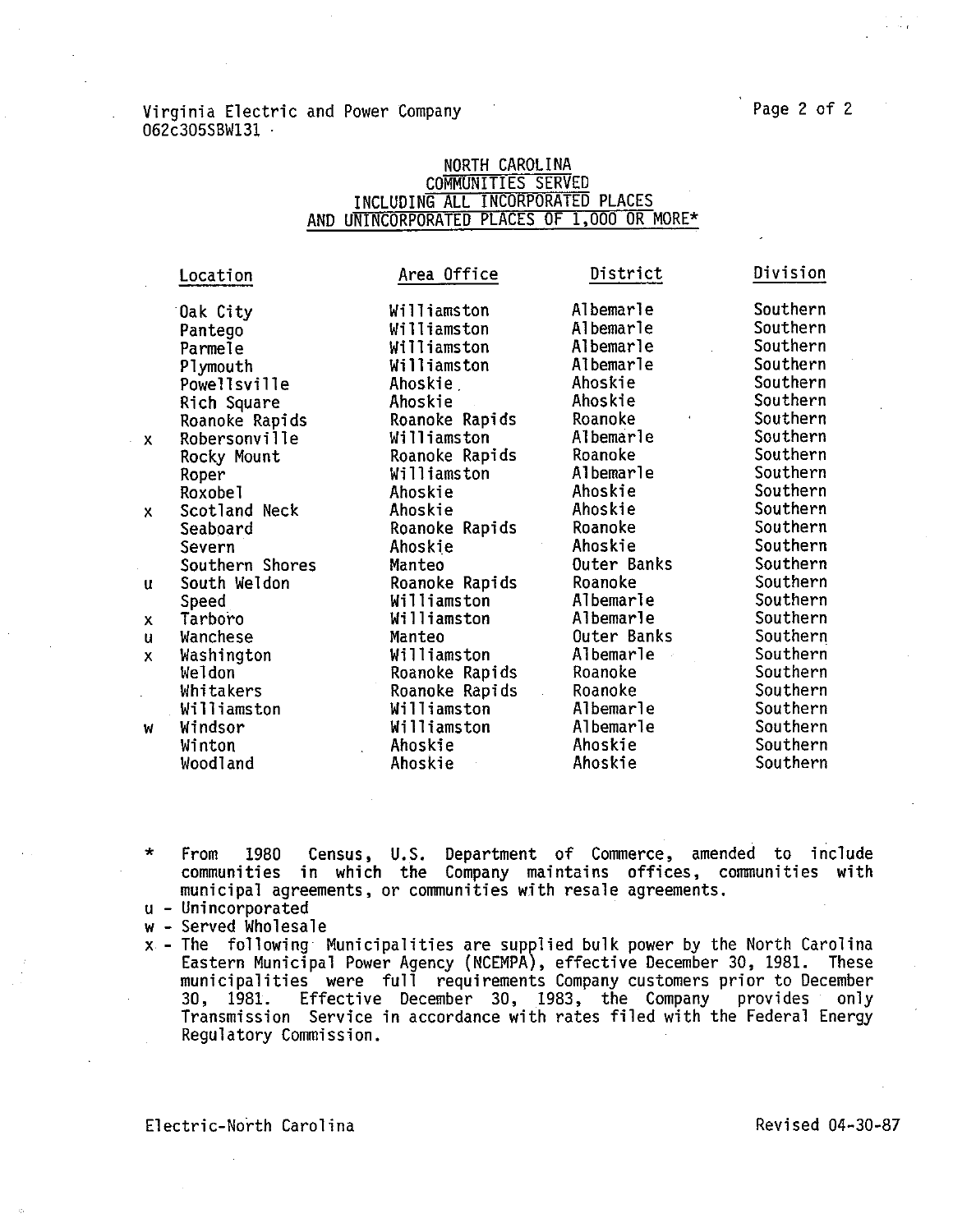Virginia Electric and Power Company
062c305SBW131

## NORTH CAROLINA
## COMMUNITIES SERVED
## INCLUDING ALL INCORPORATED PLACES
## AND UNINCORPORATED PLACES OF 1,000 OR MORE*

| | Location | Area Office | District | Division |
|---|---|---|---|---|
| | Oak City | Williamston | Albemarle | Southern |
| | Pantego | Williamston | Albemarle | Southern |
| | Parmele | Williamston | Albemarle | Southern |
| | Plymouth | Williamston | Albemarle | Southern |
| | Powellsville | Ahoskie | Ahoskie | Southern |
| | Rich Square | Ahoskie | Ahoskie | Southern |
| | Roanoke Rapids | Roanoke Rapids | Roanoke | Southern |
| x | Robersonville | Williamston | Albemarle | Southern |
| | Rocky Mount | Roanoke Rapids | Roanoke | Southern |
| | Roper | Williamston | Albemarle | Southern |
| | Roxobel | Ahoskie | Ahoskie | Southern |
| x | Scotland Neck | Ahoskie | Ahoskie | Southern |
| | Seaboard | Roanoke Rapids | Roanoke | Southern |
| | Severn | Ahoskie | Ahoskie | Southern |
| | Southern Shores | Manteo | Outer Banks | Southern |
| u | South Weldon | Roanoke Rapids | Roanoke | Southern |
| | Speed | Williamston | Albemarle | Southern |
| x | Tarboro | Williamston | Albemarle | Southern |
| u | Wanchese | Manteo | Outer Banks | Southern |
| x | Washington | Williamston | Albemarle | Southern |
| | Weldon | Roanoke Rapids | Roanoke | Southern |
| | Whitakers | Roanoke Rapids | Roanoke | Southern |
| | Williamston | Williamston | Albemarle | Southern |
| w | Windsor | Williamston | Albemarle | Southern |
| | Winton | Ahoskie | Ahoskie | Southern |
| | Woodland | Ahoskie | Ahoskie | Southern |

\* From 1980 Census, U.S. Department of Commerce, amended to include communities in which the Company maintains offices, communities with municipal agreements, or communities with resale agreements.

u - Unincorporated

w - Served Wholesale

x - The following Municipalities are supplied bulk power by the North Carolina Eastern Municipal Power Agency (NCEMPA), effective December 30, 1981. These municipalities were full requirements Company customers prior to December 30, 1981. Effective December 30, 1983, the Company provides only Transmission Service in accordance with rates filed with the Federal Energy Regulatory Commission.

Electric-North Carolina

Revised 04-30-87